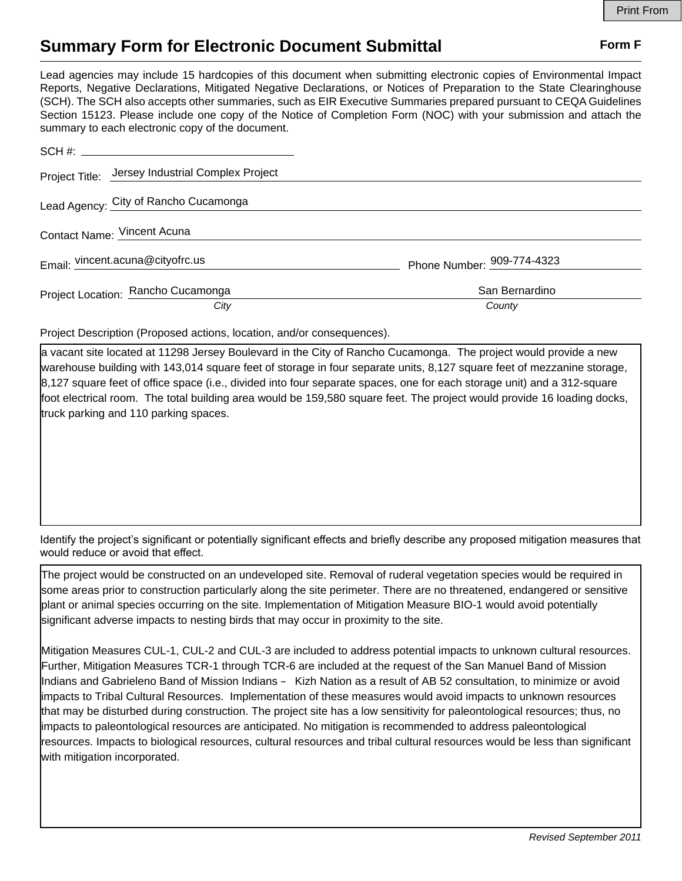# Summary Form for Electronic Document Submittal

**Form F**

Lead agencies may include 15 hardcopies of this document when submitting electronic copies of Environmental Impact Reports, Negative Declarations, Mitigated Negative Declarations, or Notices of Preparation to the State Clearinghouse (SCH). The SCH also accepts other summaries, such as EIR Executive Summaries prepared pursuant to CEQA Guidelines Section 15123. Please include one copy of the Notice of Completion Form (NOC) with your submission and attach the summary to each electronic copy of the document.

SCH #: 

Project Title: Jersey Industrial Complex Project

Lead Agency: City of Rancho Cucamonga

Contact Name: Vincent Acuna

Email: vincent.acuna@cityofrc.us

Phone Number: 909-774-4323

Project Location: Rancho Cucamonga (*City*) San Bernardino (*County*)

Project Description (Proposed actions, location, and/or consequences).

a vacant site located at 11298 Jersey Boulevard in the City of Rancho Cucamonga. The project would provide a new warehouse building with 143,014 square feet of storage in four separate units, 8,127 square feet of mezzanine storage, 8,127 square feet of office space (i.e., divided into four separate spaces, one for each storage unit) and a 312-square foot electrical room. The total building area would be 159,580 square feet. The project would provide 16 loading docks, truck parking and 110 parking spaces.

Identify the project's significant or potentially significant effects and briefly describe any proposed mitigation measures that would reduce or avoid that effect.

The project would be constructed on an undeveloped site. Removal of ruderal vegetation species would be required in some areas prior to construction particularly along the site perimeter. There are no threatened, endangered or sensitive plant or animal species occurring on the site. Implementation of Mitigation Measure BIO-1 would avoid potentially significant adverse impacts to nesting birds that may occur in proximity to the site.

Mitigation Measures CUL-1, CUL-2 and CUL-3 are included to address potential impacts to unknown cultural resources. Further, Mitigation Measures TCR-1 through TCR-6 are included at the request of the San Manuel Band of Mission Indians and Gabrieleno Band of Mission Indians – Kizh Nation as a result of AB 52 consultation, to minimize or avoid impacts to Tribal Cultural Resources. Implementation of these measures would avoid impacts to unknown resources that may be disturbed during construction. The project site has a low sensitivity for paleontological resources; thus, no impacts to paleontological resources are anticipated. No mitigation is recommended to address paleontological resources. Impacts to biological resources, cultural resources and tribal cultural resources would be less than significant with mitigation incorporated.

*Revised September 2011*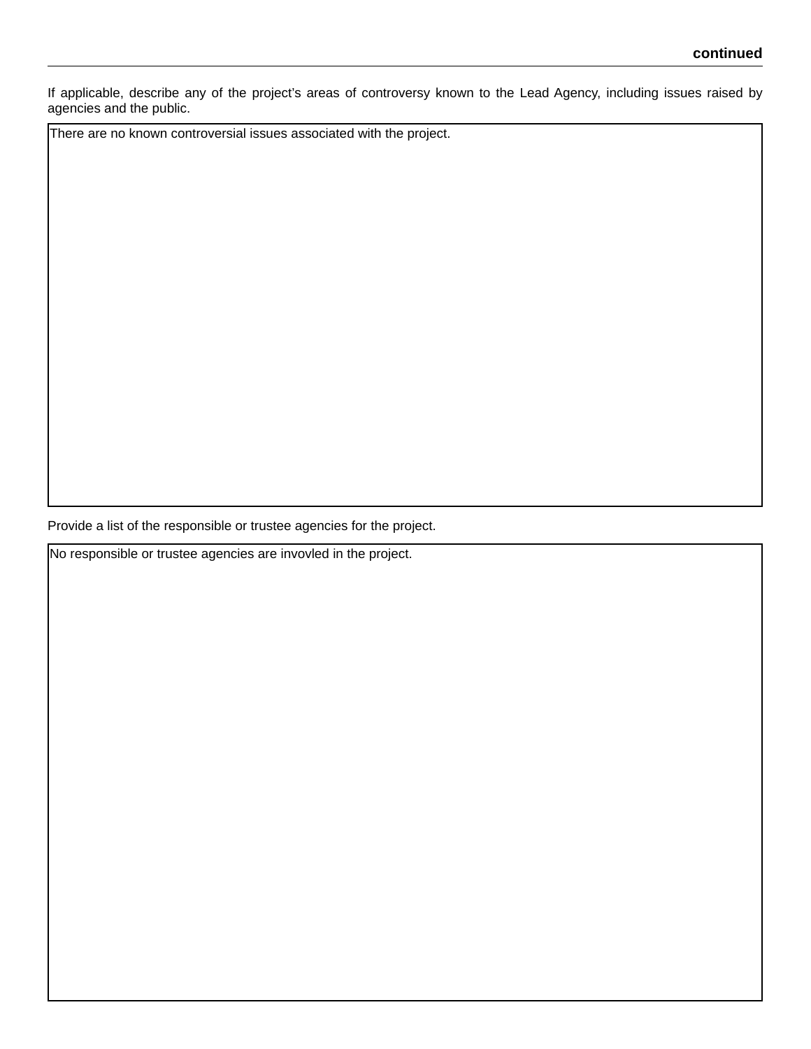**continued**

If applicable, describe any of the project's areas of controversy known to the Lead Agency, including issues raised by agencies and the public.

| |
|---|
| There are no known controversial issues associated with the project. |

Provide a list of the responsible or trustee agencies for the project.

| |
|---|
| No responsible or trustee agencies are invovled in the project. |